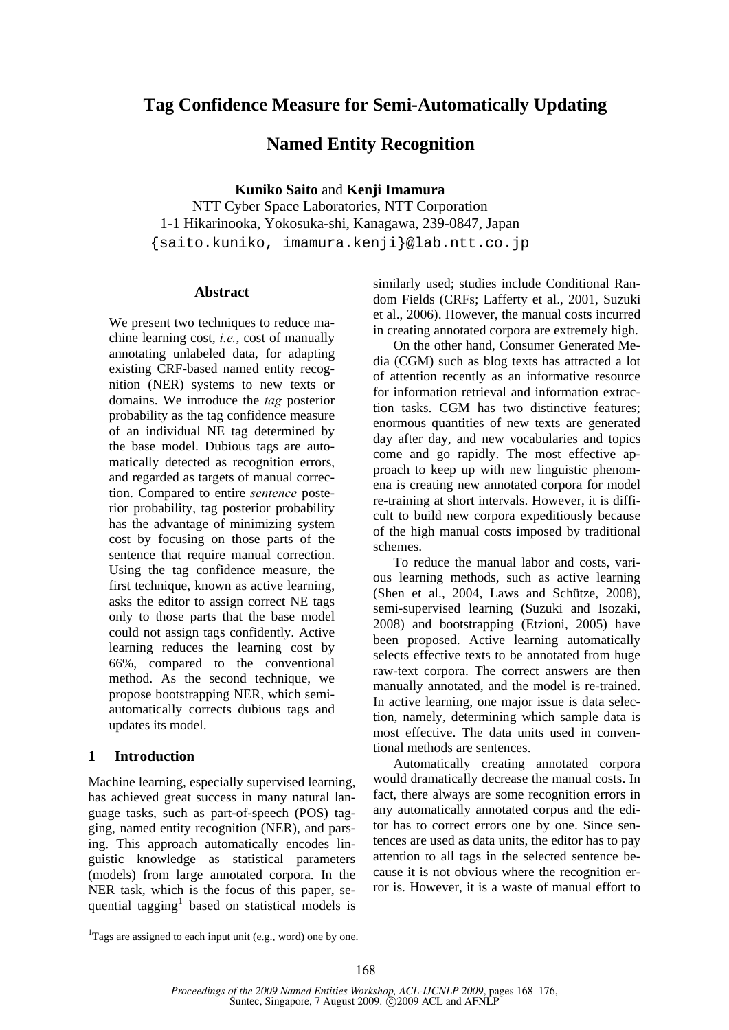# Tag Confidence Measure for Semi-Automatically Updating Named Entity Recognition

**Kuniko Saito** and **Kenji Imamura**
NTT Cyber Space Laboratories, NTT Corporation
1-1 Hikarinooka, Yokosuka-shi, Kanagawa, 239-0847, Japan
{saito.kuniko, imamura.kenji}@lab.ntt.co.jp

## Abstract

We present two techniques to reduce machine learning cost, *i.e.*, cost of manually annotating unlabeled data, for adapting existing CRF-based named entity recognition (NER) systems to new texts or domains. We introduce the *tag* posterior probability as the tag confidence measure of an individual NE tag determined by the base model. Dubious tags are automatically detected as recognition errors, and regarded as targets of manual correction. Compared to entire *sentence* posterior probability, tag posterior probability has the advantage of minimizing system cost by focusing on those parts of the sentence that require manual correction. Using the tag confidence measure, the first technique, known as active learning, asks the editor to assign correct NE tags only to those parts that the base model could not assign tags confidently. Active learning reduces the learning cost by 66%, compared to the conventional method. As the second technique, we propose bootstrapping NER, which semi-automatically corrects dubious tags and updates its model.

## 1 Introduction

Machine learning, especially supervised learning, has achieved great success in many natural language tasks, such as part-of-speech (POS) tagging, named entity recognition (NER), and parsing. This approach automatically encodes linguistic knowledge as statistical parameters (models) from large annotated corpora. In the NER task, which is the focus of this paper, sequential tagging[1] based on statistical models is similarly used; studies include Conditional Random Fields (CRFs; Lafferty et al., 2001, Suzuki et al., 2006). However, the manual costs incurred in creating annotated corpora are extremely high.

On the other hand, Consumer Generated Media (CGM) such as blog texts has attracted a lot of attention recently as an informative resource for information retrieval and information extraction tasks. CGM has two distinctive features; enormous quantities of new texts are generated day after day, and new vocabularies and topics come and go rapidly. The most effective approach to keep up with new linguistic phenomena is creating new annotated corpora for model re-training at short intervals. However, it is difficult to build new corpora expeditiously because of the high manual costs imposed by traditional schemes.

To reduce the manual labor and costs, various learning methods, such as active learning (Shen et al., 2004, Laws and Schütze, 2008), semi-supervised learning (Suzuki and Isozaki, 2008) and bootstrapping (Etzioni, 2005) have been proposed. Active learning automatically selects effective texts to be annotated from huge raw-text corpora. The correct answers are then manually annotated, and the model is re-trained. In active learning, one major issue is data selection, namely, determining which sample data is most effective. The data units used in conventional methods are sentences.

Automatically creating annotated corpora would dramatically decrease the manual costs. In fact, there always are some recognition errors in any automatically annotated corpus and the editor has to correct errors one by one. Since sentences are used as data units, the editor has to pay attention to all tags in the selected sentence because it is not obvious where the recognition error is. However, it is a waste of manual effort to

[1] Tags are assigned to each input unit (e.g., word) one by one.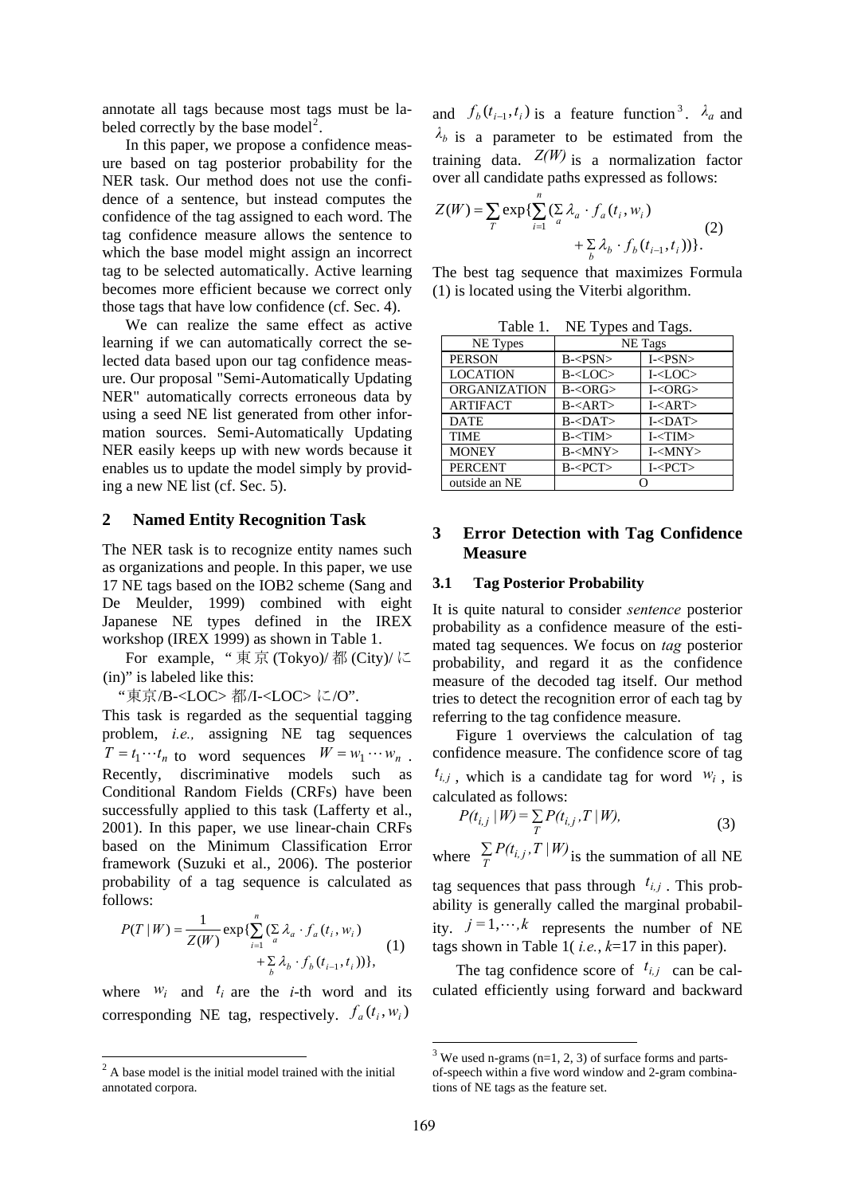annotate all tags because most tags must be labeled correctly by the base model[2].

In this paper, we propose a confidence measure based on tag posterior probability for the NER task. Our method does not use the confidence of a sentence, but instead computes the confidence of the tag assigned to each word. The tag confidence measure allows the sentence to which the base model might assign an incorrect tag to be selected automatically. Active learning becomes more efficient because we correct only those tags that have low confidence (cf. Sec. 4).

We can realize the same effect as active learning if we can automatically correct the selected data based upon our tag confidence measure. Our proposal "Semi-Automatically Updating NER" automatically corrects erroneous data by using a seed NE list generated from other information sources. Semi-Automatically Updating NER easily keeps up with new words because it enables us to update the model simply by providing a new NE list (cf. Sec. 5).

## 2 Named Entity Recognition Task

The NER task is to recognize entity names such as organizations and people. In this paper, we use 17 NE tags based on the IOB2 scheme (Sang and De Meulder, 1999) combined with eight Japanese NE types defined in the IREX workshop (IREX 1999) as shown in Table 1.

For example, "東京 (Tokyo)/ 都 (City)/ に (in)" is labeled like this:

"東京/B-<LOC> 都/I-<LOC> に/O".

This task is regarded as the sequential tagging problem, *i.e.,* assigning NE tag sequences $T = t_1 \cdots t_n$ to word sequences $W = w_1 \cdots w_n$. Recently, discriminative models such as Conditional Random Fields (CRFs) have been successfully applied to this task (Lafferty et al., 2001). In this paper, we use linear-chain CRFs based on the Minimum Classification Error framework (Suzuki et al., 2006). The posterior probability of a tag sequence is calculated as follows:

$$P(T \mid W) = \frac{1}{Z(W)} \exp\{\sum_{i=1}^{n} (\sum_a \lambda_a \cdot f_a(t_i, w_i) + \sum_b \lambda_b \cdot f_b(t_{i-1}, t_i))\}, \quad (1)$$

where $w_i$ and $t_i$ are the *i*-th word and its corresponding NE tag, respectively. $f_a(t_i, w_i)$ and $f_b(t_{i-1}, t_i)$ is a feature function[3]. $\lambda_a$ and $\lambda_b$ is a parameter to be estimated from the training data. $Z(W)$ is a normalization factor over all candidate paths expressed as follows:

$$Z(W) = \sum_T \exp\{\sum_{i=1}^{n} (\sum_a \lambda_a \cdot f_a(t_i, w_i) + \sum_b \lambda_b \cdot f_b(t_{i-1}, t_i))\}. \quad (2)$$

The best tag sequence that maximizes Formula (1) is located using the Viterbi algorithm.

Table 1. NE Types and Tags.

| NE Types | NE Tags | |
|---|---|---|
| PERSON | B-<PSN> | I-<PSN> |
| LOCATION | B-<LOC> | I-<LOC> |
| ORGANIZATION | B-<ORG> | I-<ORG> |
| ARTIFACT | B-<ART> | I-<ART> |
| DATE | B-<DAT> | I-<DAT> |
| TIME | B-<TIM> | I-<TIM> |
| MONEY | B-<MNY> | I-<MNY> |
| PERCENT | B-<PCT> | I-<PCT> |
| outside an NE | O | |

## 3 Error Detection with Tag Confidence Measure

### 3.1 Tag Posterior Probability

It is quite natural to consider *sentence* posterior probability as a confidence measure of the estimated tag sequences. We focus on *tag* posterior probability, and regard it as the confidence measure of the decoded tag itself. Our method tries to detect the recognition error of each tag by referring to the tag confidence measure.

Figure 1 overviews the calculation of tag confidence measure. The confidence score of tag $t_{i,j}$, which is a candidate tag for word $w_i$, is calculated as follows:

$$P(t_{i,j} \mid W) = \sum_T P(t_{i,j}, T \mid W), \quad (3)$$

where $\sum_T P(t_{i,j}, T \mid W)$ is the summation of all NE tag sequences that pass through $t_{i,j}$. This probability is generally called the marginal probability. $j = 1, \cdots, k$ represents the number of NE tags shown in Table 1( *i.e.*, *k*=17 in this paper).

The tag confidence score of $t_{i,j}$ can be calculated efficiently using forward and backward

[2] A base model is the initial model trained with the initial annotated corpora.

[3] We used n-grams (n=1, 2, 3) of surface forms and parts-of-speech within a five word window and 2-gram combinations of NE tags as the feature set.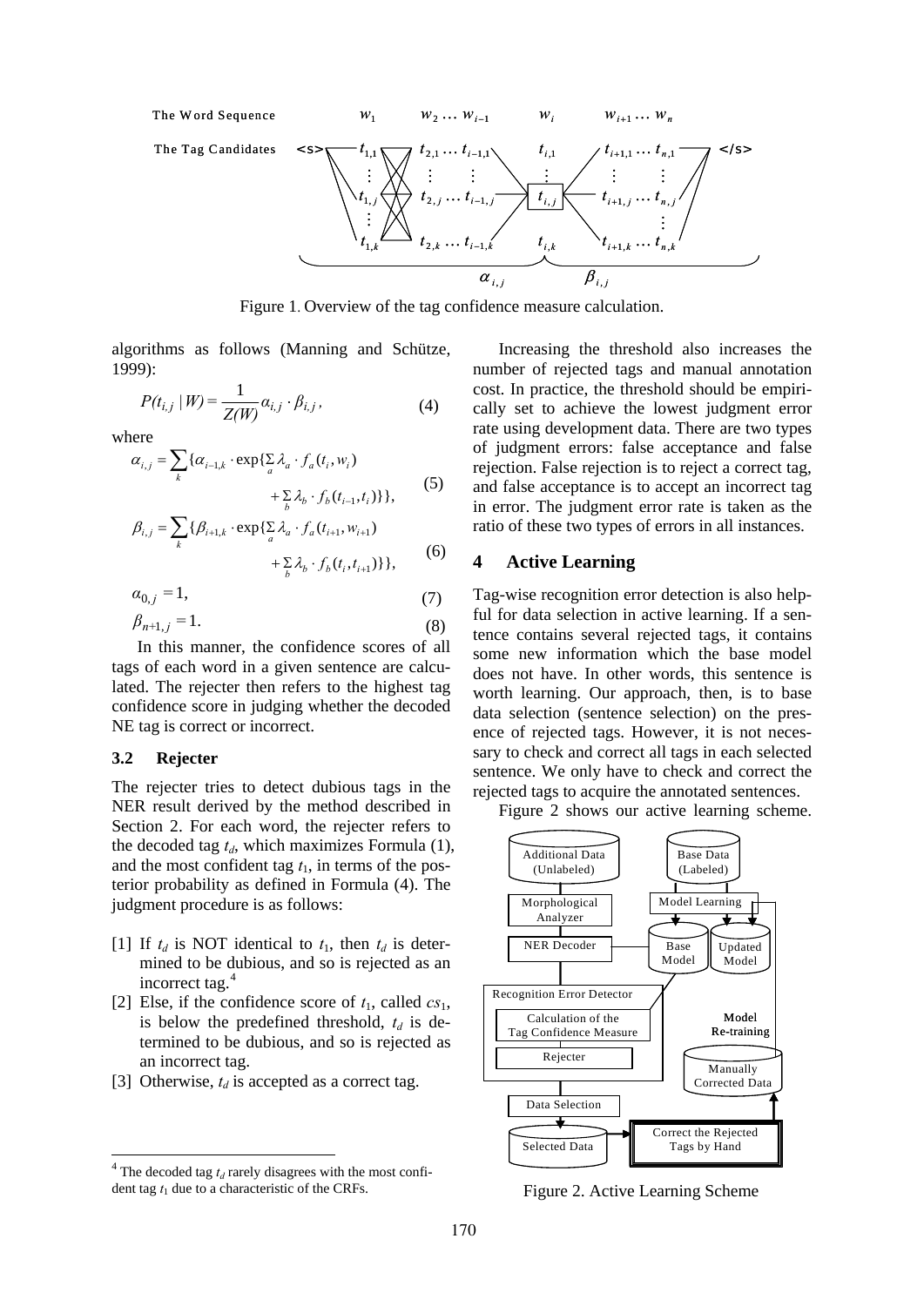Figure 1. Overview of the tag confidence measure calculation.

algorithms as follows (Manning and Schütze, 1999):

$$P(t_{i,j} \mid W) = \frac{1}{Z(W)} \alpha_{i,j} \cdot \beta_{i,j}, \tag{4}$$

where

$$\alpha_{i,j} = \sum_k \{\alpha_{i-1,k} \cdot \exp\{\textstyle\sum_a \lambda_a \cdot f_a(t_i, w_i) + \sum_b \lambda_b \cdot f_b(t_{i-1}, t_i)\}\}, \tag{5}$$

$$\beta_{i,j} = \sum_k \{\beta_{i+1,k} \cdot \exp\{\textstyle\sum_a \lambda_a \cdot f_a(t_{i+1}, w_{i+1}) + \sum_b \lambda_b \cdot f_b(t_i, t_{i+1})\}\}, \tag{6}$$

$$\alpha_{0,j} = 1, \tag{7}$$

$$\beta_{n+1,j} = 1. \tag{8}$$

In this manner, the confidence scores of all tags of each word in a given sentence are calculated. The rejecter then refers to the highest tag confidence score in judging whether the decoded NE tag is correct or incorrect.

### 3.2 Rejecter

The rejecter tries to detect dubious tags in the NER result derived by the method described in Section 2. For each word, the rejecter refers to the decoded tag $t_d$, which maximizes Formula (1), and the most confident tag $t_1$, in terms of the posterior probability as defined in Formula (4). The judgment procedure is as follows:

[1] If $t_d$ is NOT identical to $t_1$, then $t_d$ is determined to be dubious, and so is rejected as an incorrect tag.[4]

[2] Else, if the confidence score of $t_1$, called $cs_1$, is below the predefined threshold, $t_d$ is determined to be dubious, and so is rejected as an incorrect tag.

[3] Otherwise, $t_d$ is accepted as a correct tag.

[4] The decoded tag $t_d$ rarely disagrees with the most confident tag $t_1$ due to a characteristic of the CRFs.

Increasing the threshold also increases the number of rejected tags and manual annotation cost. In practice, the threshold should be empirically set to achieve the lowest judgment error rate using development data. There are two types of judgment errors: false acceptance and false rejection. False rejection is to reject a correct tag, and false acceptance is to accept an incorrect tag in error. The judgment error rate is taken as the ratio of these two types of errors in all instances.

## 4 Active Learning

Tag-wise recognition error detection is also helpful for data selection in active learning. If a sentence contains several rejected tags, it contains some new information which the base model does not have. In other words, this sentence is worth learning. Our approach, then, is to base data selection (sentence selection) on the presence of rejected tags. However, it is not necessary to check and correct all tags in each selected sentence. We only have to check and correct the rejected tags to acquire the annotated sentences.

Figure 2 shows our active learning scheme.

Figure 2. Active Learning Scheme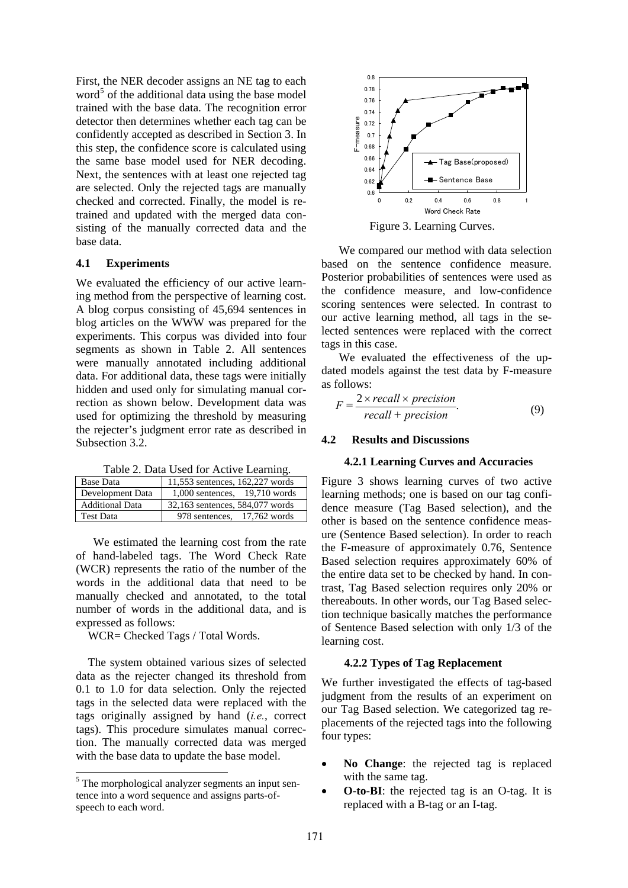First, the NER decoder assigns an NE tag to each word[5] of the additional data using the base model trained with the base data. The recognition error detector then determines whether each tag can be confidently accepted as described in Section 3. In this step, the confidence score is calculated using the same base model used for NER decoding. Next, the sentences with at least one rejected tag are selected. Only the rejected tags are manually checked and corrected. Finally, the model is retrained and updated with the merged data consisting of the manually corrected data and the base data.

### 4.1 Experiments

We evaluated the efficiency of our active learning method from the perspective of learning cost. A blog corpus consisting of 45,694 sentences in blog articles on the WWW was prepared for the experiments. This corpus was divided into four segments as shown in Table 2. All sentences were manually annotated including additional data. For additional data, these tags were initially hidden and used only for simulating manual correction as shown below. Development data was used for optimizing the threshold by measuring the rejecter's judgment error rate as described in Subsection 3.2.

Table 2. Data Used for Active Learning.

| Base Data | 11,553 sentences, 162,227 words |
|---|---|
| Development Data | 1,000 sentences, 19,710 words |
| Additional Data | 32,163 sentences, 584,077 words |
| Test Data | 978 sentences, 17,762 words |

We estimated the learning cost from the rate of hand-labeled tags. The Word Check Rate (WCR) represents the ratio of the number of the words in the additional data that need to be manually checked and annotated, to the total number of words in the additional data, and is expressed as follows:

WCR= Checked Tags / Total Words.

The system obtained various sizes of selected data as the rejecter changed its threshold from 0.1 to 1.0 for data selection. Only the rejected tags in the selected data were replaced with the tags originally assigned by hand (*i.e.*, correct tags). This procedure simulates manual correction. The manually corrected data was merged with the base data to update the base model.

[5] The morphological analyzer segments an input sentence into a word sequence and assigns parts-of-speech to each word.

Figure 3. Learning Curves.

We compared our method with data selection based on the sentence confidence measure. Posterior probabilities of sentences were used as the confidence measure, and low-confidence scoring sentences were selected. In contrast to our active learning method, all tags in the selected sentences were replaced with the correct tags in this case.

We evaluated the effectiveness of the updated models against the test data by F-measure as follows:

$$F = \frac{2 \times recall \times precision}{recall + precision}. \tag{9}$$

### 4.2 Results and Discussions

#### 4.2.1 Learning Curves and Accuracies

Figure 3 shows learning curves of two active learning methods; one is based on our tag confidence measure (Tag Based selection), and the other is based on the sentence confidence measure (Sentence Based selection). In order to reach the F-measure of approximately 0.76, Sentence Based selection requires approximately 60% of the entire data set to be checked by hand. In contrast, Tag Based selection requires only 20% or thereabouts. In other words, our Tag Based selection technique basically matches the performance of Sentence Based selection with only 1/3 of the learning cost.

#### 4.2.2 Types of Tag Replacement

We further investigated the effects of tag-based judgment from the results of an experiment on our Tag Based selection. We categorized tag replacements of the rejected tags into the following four types:

- **No Change**: the rejected tag is replaced with the same tag.
- **O-to-BI**: the rejected tag is an O-tag. It is replaced with a B-tag or an I-tag.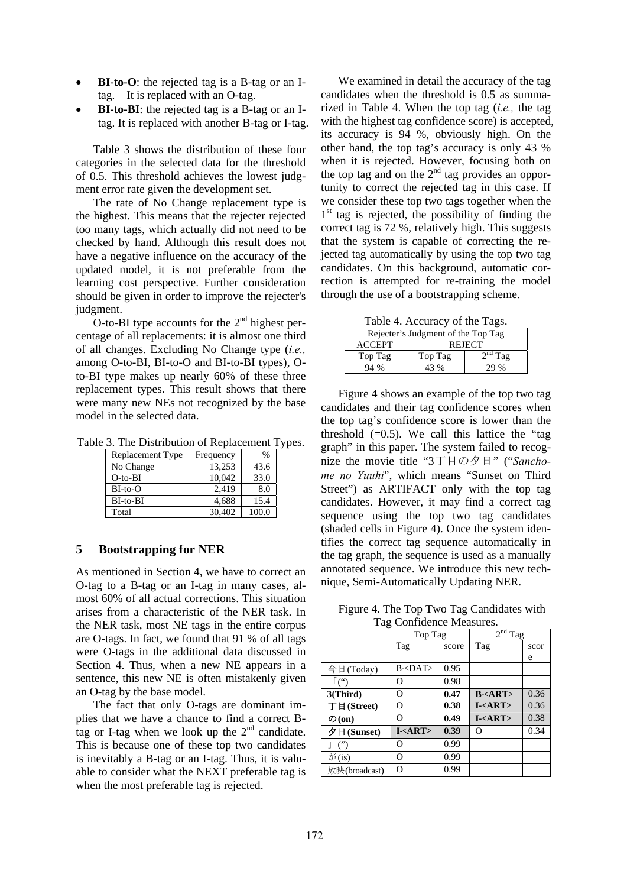- **BI-to-O**: the rejected tag is a B-tag or an I-tag. It is replaced with an O-tag.
- **BI-to-BI**: the rejected tag is a B-tag or an I-tag. It is replaced with another B-tag or I-tag.

Table 3 shows the distribution of these four categories in the selected data for the threshold of 0.5. This threshold achieves the lowest judgment error rate given the development set.

The rate of No Change replacement type is the highest. This means that the rejecter rejected too many tags, which actually did not need to be checked by hand. Although this result does not have a negative influence on the accuracy of the updated model, it is not preferable from the learning cost perspective. Further consideration should be given in order to improve the rejecter's judgment.

O-to-BI type accounts for the 2nd highest percentage of all replacements: it is almost one third of all changes. Excluding No Change type (*i.e.,* among O-to-BI, BI-to-O and BI-to-BI types), O-to-BI type makes up nearly 60% of these three replacement types. This result shows that there were many new NEs not recognized by the base model in the selected data.

Table 3. The Distribution of Replacement Types.

| Replacement Type | Frequency | % |
|---|---|---|
| No Change | 13,253 | 43.6 |
| O-to-BI | 10,042 | 33.0 |
| BI-to-O | 2,419 | 8.0 |
| BI-to-BI | 4,688 | 15.4 |
| Total | 30,402 | 100.0 |

## 5 Bootstrapping for NER

As mentioned in Section 4, we have to correct an O-tag to a B-tag or an I-tag in many cases, almost 60% of all actual corrections. This situation arises from a characteristic of the NER task. In the NER task, most NE tags in the entire corpus are O-tags. In fact, we found that 91 % of all tags were O-tags in the additional data discussed in Section 4. Thus, when a new NE appears in a sentence, this new NE is often mistakenly given an O-tag by the base model.

The fact that only O-tags are dominant implies that we have a chance to find a correct B-tag or I-tag when we look up the 2nd candidate. This is because one of these top two candidates is inevitably a B-tag or an I-tag. Thus, it is valuable to consider what the NEXT preferable tag is when the most preferable tag is rejected.

We examined in detail the accuracy of the tag candidates when the threshold is 0.5 as summarized in Table 4. When the top tag (*i.e.,* the tag with the highest tag confidence score) is accepted, its accuracy is 94 %, obviously high. On the other hand, the top tag's accuracy is only 43 % when it is rejected. However, focusing both on the top tag and on the 2nd tag provides an opportunity to correct the rejected tag in this case. If we consider these top two tags together when the 1st tag is rejected, the possibility of finding the correct tag is 72 %, relatively high. This suggests that the system is capable of correcting the rejected tag automatically by using the top two tag candidates. On this background, automatic correction is attempted for re-training the model through the use of a bootstrapping scheme.

Table 4. Accuracy of the Tags.

| Rejecter's Judgment of the Top Tag | | |
|---|---|---|
| ACCEPT | REJECT | |
| Top Tag | Top Tag | 2nd Tag |
| 94 % | 43 % | 29 % |

Figure 4 shows an example of the top two tag candidates and their tag confidence scores when the top tag's confidence score is lower than the threshold (=0.5). We call this lattice the "tag graph" in this paper. The system failed to recognize the movie title "3丁目の夕日" ("*Sanchome no Yuuhi*", which means "Sunset on Third Street") as ARTIFACT only with the top tag candidates. However, it may find a correct tag sequence using the top two tag candidates (shaded cells in Figure 4). Once the system identifies the correct tag sequence automatically in the tag graph, the sequence is used as a manually annotated sequence. We introduce this new technique, Semi-Automatically Updating NER.

Figure 4. The Top Two Tag Candidates with Tag Confidence Measures.

| | Top Tag | | 2nd Tag | |
|---|---|---|---|---|
| | Tag | score | Tag | score |
| 今日(Today) | B-<DAT> | 0.95 | | |
| 「(") | O | 0.98 | | |
| **3(Third)** | O | **0.47** | **B-<ART>** | 0.36 |
| **丁目(Street)** | O | **0.38** | **I-<ART>** | 0.36 |
| **の(on)** | O | **0.49** | **I-<ART>** | 0.38 |
| **夕日(Sunset)** | **I-<ART>** | **0.39** | O | 0.34 |
| 」(") | O | 0.99 | | |
| が(is) | O | 0.99 | | |
| 放映(broadcast) | O | 0.99 | | |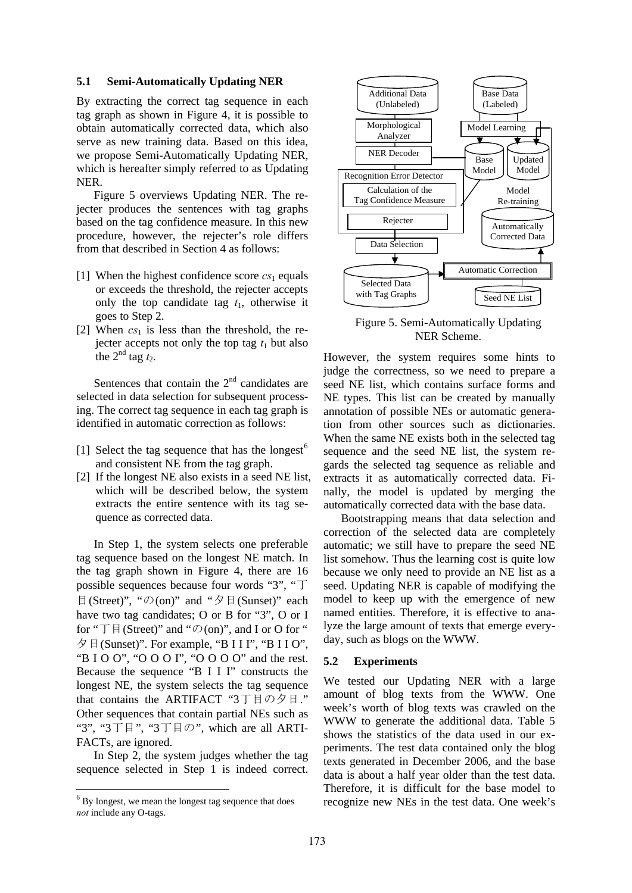### 5.1 Semi-Automatically Updating NER

By extracting the correct tag sequence in each tag graph as shown in Figure 4, it is possible to obtain automatically corrected data, which also serve as new training data. Based on this idea, we propose Semi-Automatically Updating NER, which is hereafter simply referred to as Updating NER.

Figure 5 overviews Updating NER. The rejecter produces the sentences with tag graphs based on the tag confidence measure. In this new procedure, however, the rejecter's role differs from that described in Section 4 as follows:

[1] When the highest confidence score $cs_1$ equals or exceeds the threshold, the rejecter accepts only the top candidate tag $t_1$, otherwise it goes to Step 2.

[2] When $cs_1$ is less than the threshold, the rejecter accepts not only the top tag $t_1$ but also the 2nd tag $t_2$.

Sentences that contain the 2nd candidates are selected in data selection for subsequent processing. The correct tag sequence in each tag graph is identified in automatic correction as follows:

[1] Select the tag sequence that has the longest[6] and consistent NE from the tag graph.

[2] If the longest NE also exists in a seed NE list, which will be described below, the system extracts the entire sentence with its tag sequence as corrected data.

In Step 1, the system selects one preferable tag sequence based on the longest NE match. In the tag graph shown in Figure 4, there are 16 possible sequences because four words "3", "丁目(Street)", "の(on)" and "夕日(Sunset)" each have two tag candidates; O or B for "3", O or I for "丁目(Street)" and "の(on)", and I or O for "夕日(Sunset)". For example, "B I I I", "B I I O", "B I O O", "O O O I", "O O O O" and the rest. Because the sequence "B I I I" constructs the longest NE, the system selects the tag sequence that contains the ARTIFACT "3丁目の夕日." Other sequences that contain partial NEs such as "3", "3丁目", "3丁目の", which are all ARTIFACTs, are ignored.

In Step 2, the system judges whether the tag sequence selected in Step 1 is indeed correct. However, the system requires some hints to judge the correctness, so we need to prepare a seed NE list, which contains surface forms and NE types. This list can be created by manually annotation of possible NEs or automatic generation from other sources such as dictionaries. When the same NE exists both in the selected tag sequence and the seed NE list, the system regards the selected tag sequence as reliable and extracts it as automatically corrected data. Finally, the model is updated by merging the automatically corrected data with the base data.

Bootstrapping means that data selection and correction of the selected data are completely automatic; we still have to prepare the seed NE list somehow. Thus the learning cost is quite low because we only need to provide an NE list as a seed. Updating NER is capable of modifying the model to keep up with the emergence of new named entities. Therefore, it is effective to analyze the large amount of texts that emerge everyday, such as blogs on the WWW.

Additional Data (Unlabeled) → Morphological Analyzer → NER Decoder → Recognition Error Detector (Calculation of the Tag Confidence Measure; Rejecter) → Data Selection → Selected Data with Tag Graphs → Automatic Correction (Seed NE List) → Automatically Corrected Data → Model Re-training → Updated Model

Base Data (Labeled) → Model Learning → Base Model

Figure 5. Semi-Automatically Updating NER Scheme.

### 5.2 Experiments

We tested our Updating NER with a large amount of blog texts from the WWW. One week's worth of blog texts was crawled on the WWW to generate the additional data. Table 5 shows the statistics of the data used in our experiments. The test data contained only the blog texts generated in December 2006, and the base data is about a half year older than the test data. Therefore, it is difficult for the base model to recognize new NEs in the test data. One week's

---

[6] By longest, we mean the longest tag sequence that does *not* include any O-tags.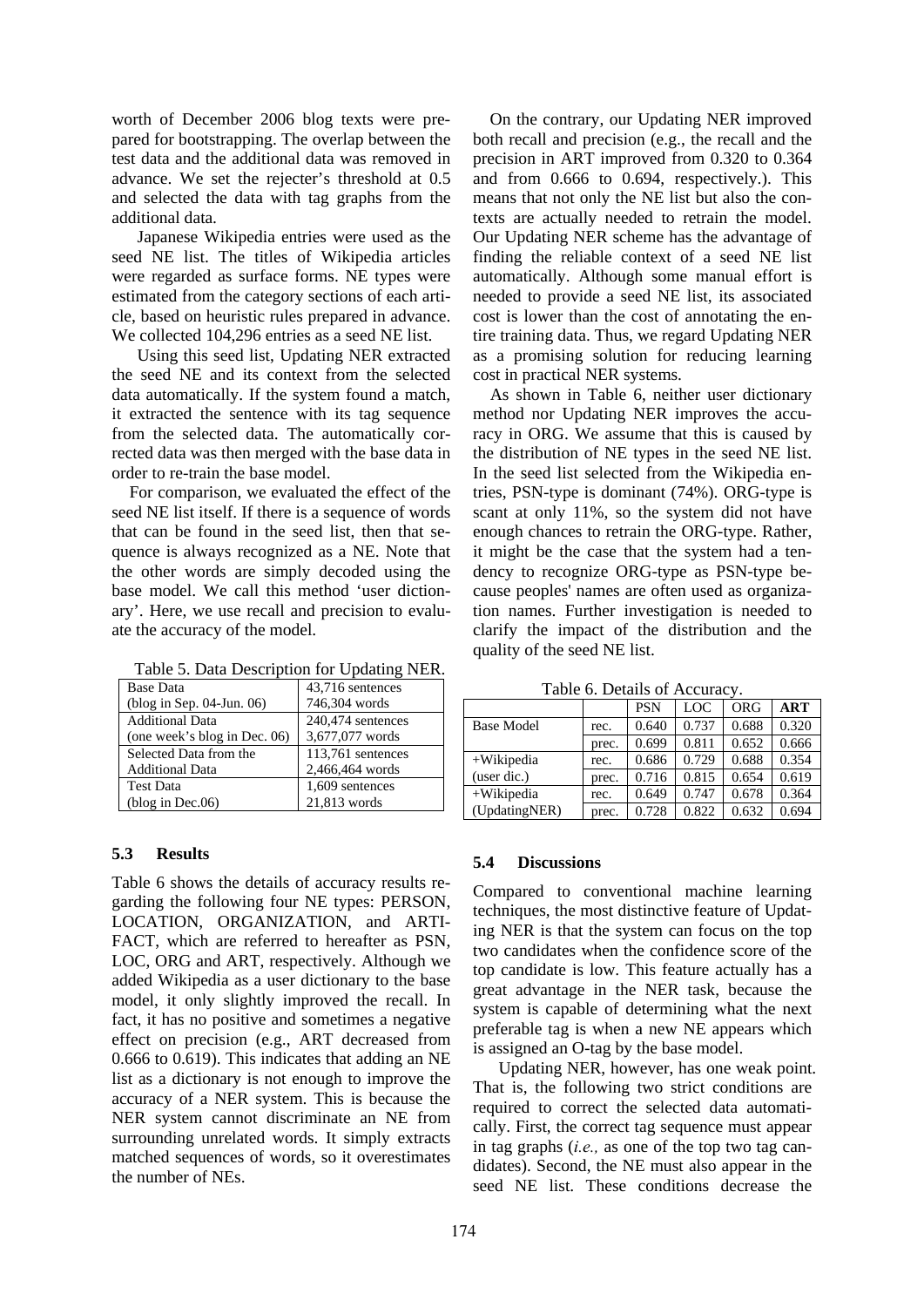worth of December 2006 blog texts were prepared for bootstrapping. The overlap between the test data and the additional data was removed in advance. We set the rejecter's threshold at 0.5 and selected the data with tag graphs from the additional data.

Japanese Wikipedia entries were used as the seed NE list. The titles of Wikipedia articles were regarded as surface forms. NE types were estimated from the category sections of each article, based on heuristic rules prepared in advance. We collected 104,296 entries as a seed NE list.

Using this seed list, Updating NER extracted the seed NE and its context from the selected data automatically. If the system found a match, it extracted the sentence with its tag sequence from the selected data. The automatically corrected data was then merged with the base data in order to re-train the base model.

For comparison, we evaluated the effect of the seed NE list itself. If there is a sequence of words that can be found in the seed list, then that sequence is always recognized as a NE. Note that the other words are simply decoded using the base model. We call this method 'user dictionary'. Here, we use recall and precision to evaluate the accuracy of the model.

Table 5. Data Description for Updating NER.

| | |
|---|---|
| Base Data (blog in Sep. 04-Jun. 06) | 43,716 sentences 746,304 words |
| Additional Data (one week's blog in Dec. 06) | 240,474 sentences 3,677,077 words |
| Selected Data from the Additional Data | 113,761 sentences 2,466,464 words |
| Test Data (blog in Dec.06) | 1,609 sentences 21,813 words |

### 5.3 Results

Table 6 shows the details of accuracy results regarding the following four NE types: PERSON, LOCATION, ORGANIZATION, and ARTIFACT, which are referred to hereafter as PSN, LOC, ORG and ART, respectively. Although we added Wikipedia as a user dictionary to the base model, it only slightly improved the recall. In fact, it has no positive and sometimes a negative effect on precision (e.g., ART decreased from 0.666 to 0.619). This indicates that adding an NE list as a dictionary is not enough to improve the accuracy of a NER system. This is because the NER system cannot discriminate an NE from surrounding unrelated words. It simply extracts matched sequences of words, so it overestimates the number of NEs.

On the contrary, our Updating NER improved both recall and precision (e.g., the recall and the precision in ART improved from 0.320 to 0.364 and from 0.666 to 0.694, respectively.). This means that not only the NE list but also the contexts are actually needed to retrain the model. Our Updating NER scheme has the advantage of finding the reliable context of a seed NE list automatically. Although some manual effort is needed to provide a seed NE list, its associated cost is lower than the cost of annotating the entire training data. Thus, we regard Updating NER as a promising solution for reducing learning cost in practical NER systems.

As shown in Table 6, neither user dictionary method nor Updating NER improves the accuracy in ORG. We assume that this is caused by the distribution of NE types in the seed NE list. In the seed list selected from the Wikipedia entries, PSN-type is dominant (74%). ORG-type is scant at only 11%, so the system did not have enough chances to retrain the ORG-type. Rather, it might be the case that the system had a tendency to recognize ORG-type as PSN-type because peoples' names are often used as organization names. Further investigation is needed to clarify the impact of the distribution and the quality of the seed NE list.

Table 6. Details of Accuracy.

| | | PSN | LOC | ORG | **ART** |
|---|---|---|---|---|---|
| Base Model | rec. | 0.640 | 0.737 | 0.688 | 0.320 |
| | prec. | 0.699 | 0.811 | 0.652 | 0.666 |
| +Wikipedia (user dic.) | rec. | 0.686 | 0.729 | 0.688 | 0.354 |
| | prec. | 0.716 | 0.815 | 0.654 | 0.619 |
| +Wikipedia (UpdatingNER) | rec. | 0.649 | 0.747 | 0.678 | 0.364 |
| | prec. | 0.728 | 0.822 | 0.632 | 0.694 |

### 5.4 Discussions

Compared to conventional machine learning techniques, the most distinctive feature of Updating NER is that the system can focus on the top two candidates when the confidence score of the top candidate is low. This feature actually has a great advantage in the NER task, because the system is capable of determining what the next preferable tag is when a new NE appears which is assigned an O-tag by the base model.

Updating NER, however, has one weak point. That is, the following two strict conditions are required to correct the selected data automatically. First, the correct tag sequence must appear in tag graphs (*i.e.,* as one of the top two tag candidates). Second, the NE must also appear in the seed NE list. These conditions decrease the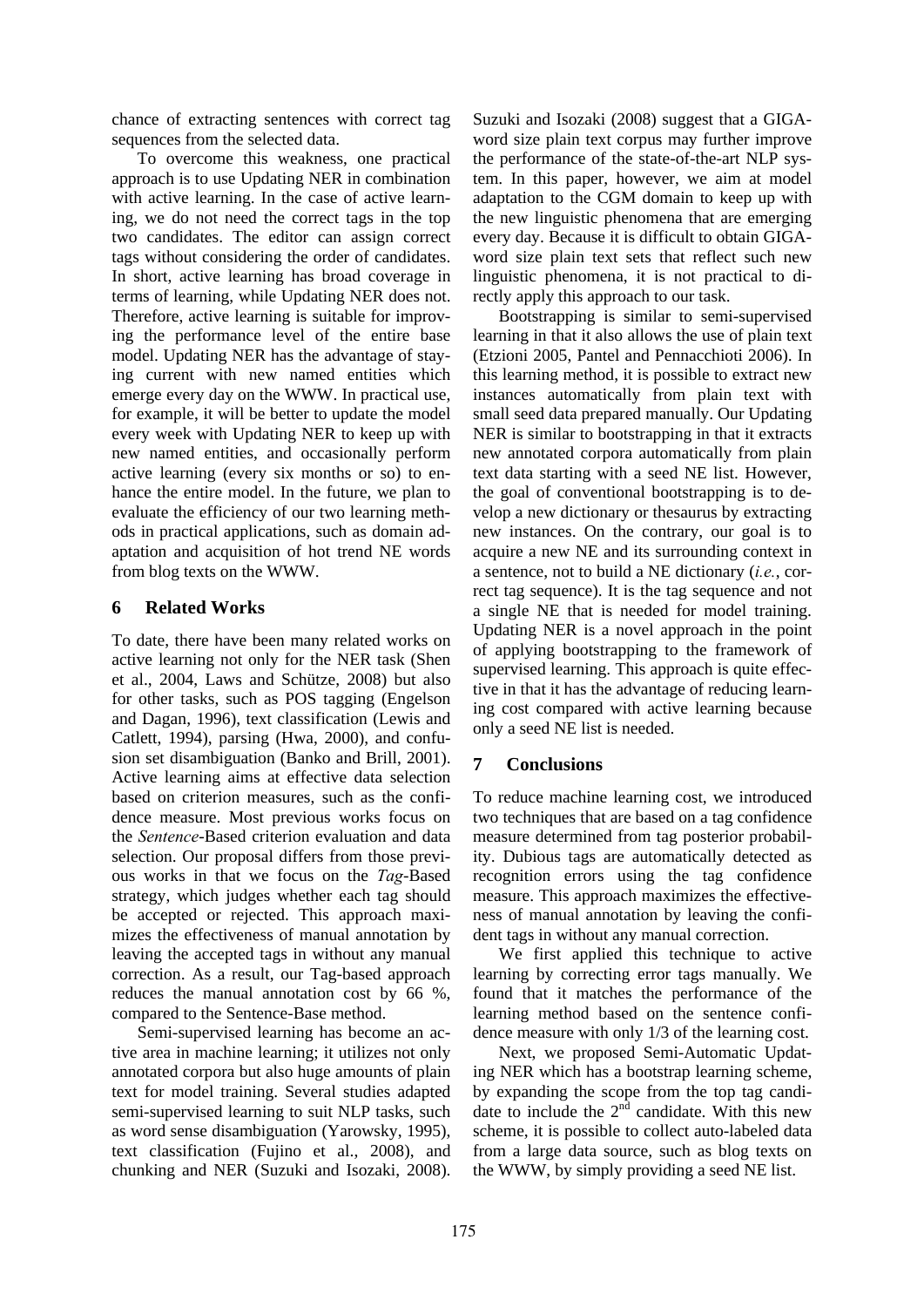chance of extracting sentences with correct tag sequences from the selected data.

To overcome this weakness, one practical approach is to use Updating NER in combination with active learning. In the case of active learning, we do not need the correct tags in the top two candidates. The editor can assign correct tags without considering the order of candidates. In short, active learning has broad coverage in terms of learning, while Updating NER does not. Therefore, active learning is suitable for improving the performance level of the entire base model. Updating NER has the advantage of staying current with new named entities which emerge every day on the WWW. In practical use, for example, it will be better to update the model every week with Updating NER to keep up with new named entities, and occasionally perform active learning (every six months or so) to enhance the entire model. In the future, we plan to evaluate the efficiency of our two learning methods in practical applications, such as domain adaptation and acquisition of hot trend NE words from blog texts on the WWW.

## 6 Related Works

To date, there have been many related works on active learning not only for the NER task (Shen et al., 2004, Laws and Schütze, 2008) but also for other tasks, such as POS tagging (Engelson and Dagan, 1996), text classification (Lewis and Catlett, 1994), parsing (Hwa, 2000), and confusion set disambiguation (Banko and Brill, 2001). Active learning aims at effective data selection based on criterion measures, such as the confidence measure. Most previous works focus on the *Sentence*-Based criterion evaluation and data selection. Our proposal differs from those previous works in that we focus on the *Tag*-Based strategy, which judges whether each tag should be accepted or rejected. This approach maximizes the effectiveness of manual annotation by leaving the accepted tags in without any manual correction. As a result, our Tag-based approach reduces the manual annotation cost by 66 %, compared to the Sentence-Base method.

Semi-supervised learning has become an active area in machine learning; it utilizes not only annotated corpora but also huge amounts of plain text for model training. Several studies adapted semi-supervised learning to suit NLP tasks, such as word sense disambiguation (Yarowsky, 1995), text classification (Fujino et al., 2008), and chunking and NER (Suzuki and Isozaki, 2008). Suzuki and Isozaki (2008) suggest that a GIGA-word size plain text corpus may further improve the performance of the state-of-the-art NLP system. In this paper, however, we aim at model adaptation to the CGM domain to keep up with the new linguistic phenomena that are emerging every day. Because it is difficult to obtain GIGA-word size plain text sets that reflect such new linguistic phenomena, it is not practical to directly apply this approach to our task.

Bootstrapping is similar to semi-supervised learning in that it also allows the use of plain text (Etzioni 2005, Pantel and Pennacchioti 2006). In this learning method, it is possible to extract new instances automatically from plain text with small seed data prepared manually. Our Updating NER is similar to bootstrapping in that it extracts new annotated corpora automatically from plain text data starting with a seed NE list. However, the goal of conventional bootstrapping is to develop a new dictionary or thesaurus by extracting new instances. On the contrary, our goal is to acquire a new NE and its surrounding context in a sentence, not to build a NE dictionary (*i.e.*, correct tag sequence). It is the tag sequence and not a single NE that is needed for model training. Updating NER is a novel approach in the point of applying bootstrapping to the framework of supervised learning. This approach is quite effective in that it has the advantage of reducing learning cost compared with active learning because only a seed NE list is needed.

## 7 Conclusions

To reduce machine learning cost, we introduced two techniques that are based on a tag confidence measure determined from tag posterior probability. Dubious tags are automatically detected as recognition errors using the tag confidence measure. This approach maximizes the effectiveness of manual annotation by leaving the confident tags in without any manual correction.

We first applied this technique to active learning by correcting error tags manually. We found that it matches the performance of the learning method based on the sentence confidence measure with only 1/3 of the learning cost.

Next, we proposed Semi-Automatic Updating NER which has a bootstrap learning scheme, by expanding the scope from the top tag candidate to include the 2nd candidate. With this new scheme, it is possible to collect auto-labeled data from a large data source, such as blog texts on the WWW, by simply providing a seed NE list.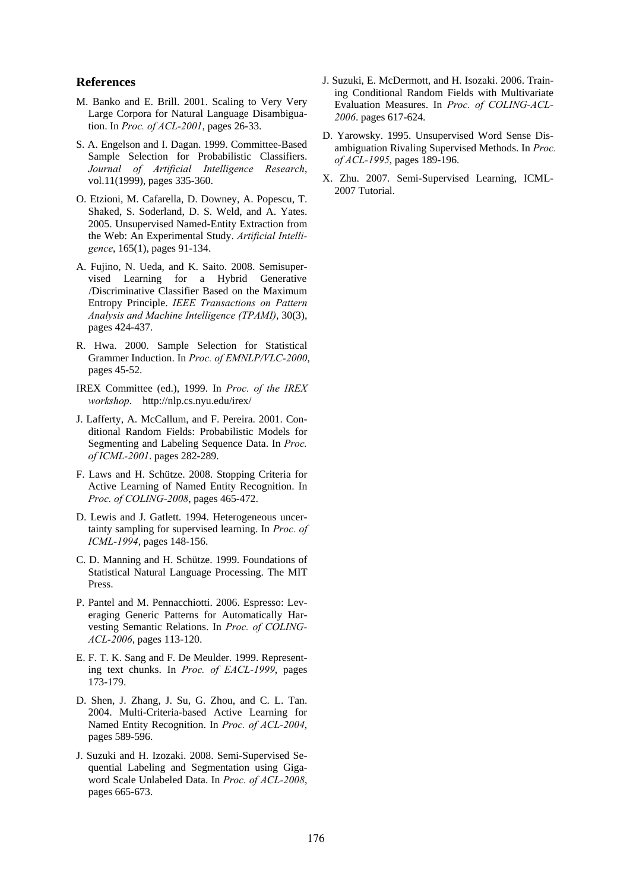## References

M. Banko and E. Brill. 2001. Scaling to Very Very Large Corpora for Natural Language Disambiguation. In *Proc. of ACL-2001*, pages 26-33.

S. A. Engelson and I. Dagan. 1999. Committee-Based Sample Selection for Probabilistic Classifiers. *Journal of Artificial Intelligence Research*, vol.11(1999), pages 335-360.

O. Etzioni, M. Cafarella, D. Downey, A. Popescu, T. Shaked, S. Soderland, D. S. Weld, and A. Yates. 2005. Unsupervised Named-Entity Extraction from the Web: An Experimental Study. *Artificial Intelligence*, 165(1), pages 91-134.

A. Fujino, N. Ueda, and K. Saito. 2008. Semisupervised Learning for a Hybrid Generative /Discriminative Classifier Based on the Maximum Entropy Principle. *IEEE Transactions on Pattern Analysis and Machine Intelligence (TPAMI)*, 30(3), pages 424-437.

R. Hwa. 2000. Sample Selection for Statistical Grammer Induction. In *Proc. of EMNLP/VLC-2000*, pages 45-52.

IREX Committee (ed.), 1999. In *Proc. of the IREX workshop*. http://nlp.cs.nyu.edu/irex/

J. Lafferty, A. McCallum, and F. Pereira. 2001. Conditional Random Fields: Probabilistic Models for Segmenting and Labeling Sequence Data. In *Proc. of ICML-2001*. pages 282-289.

F. Laws and H. Schütze. 2008. Stopping Criteria for Active Learning of Named Entity Recognition. In *Proc. of COLING-2008*, pages 465-472.

D. Lewis and J. Gatlett. 1994. Heterogeneous uncertainty sampling for supervised learning. In *Proc. of ICML-1994*, pages 148-156.

C. D. Manning and H. Schütze. 1999. Foundations of Statistical Natural Language Processing. The MIT Press.

P. Pantel and M. Pennacchiotti. 2006. Espresso: Leveraging Generic Patterns for Automatically Harvesting Semantic Relations. In *Proc. of COLING-ACL-2006*, pages 113-120.

E. F. T. K. Sang and F. De Meulder. 1999. Representing text chunks. In *Proc. of EACL-1999*, pages 173-179.

D. Shen, J. Zhang, J. Su, G. Zhou, and C. L. Tan. 2004. Multi-Criteria-based Active Learning for Named Entity Recognition. In *Proc. of ACL-2004*, pages 589-596.

J. Suzuki and H. Izozaki. 2008. Semi-Supervised Sequential Labeling and Segmentation using Giga-word Scale Unlabeled Data. In *Proc. of ACL-2008*, pages 665-673.

J. Suzuki, E. McDermott, and H. Isozaki. 2006. Training Conditional Random Fields with Multivariate Evaluation Measures. In *Proc. of COLING-ACL-2006*. pages 617-624.

D. Yarowsky. 1995. Unsupervised Word Sense Disambiguation Rivaling Supervised Methods. In *Proc. of ACL-1995*, pages 189-196.

X. Zhu. 2007. Semi-Supervised Learning, ICML-2007 Tutorial.